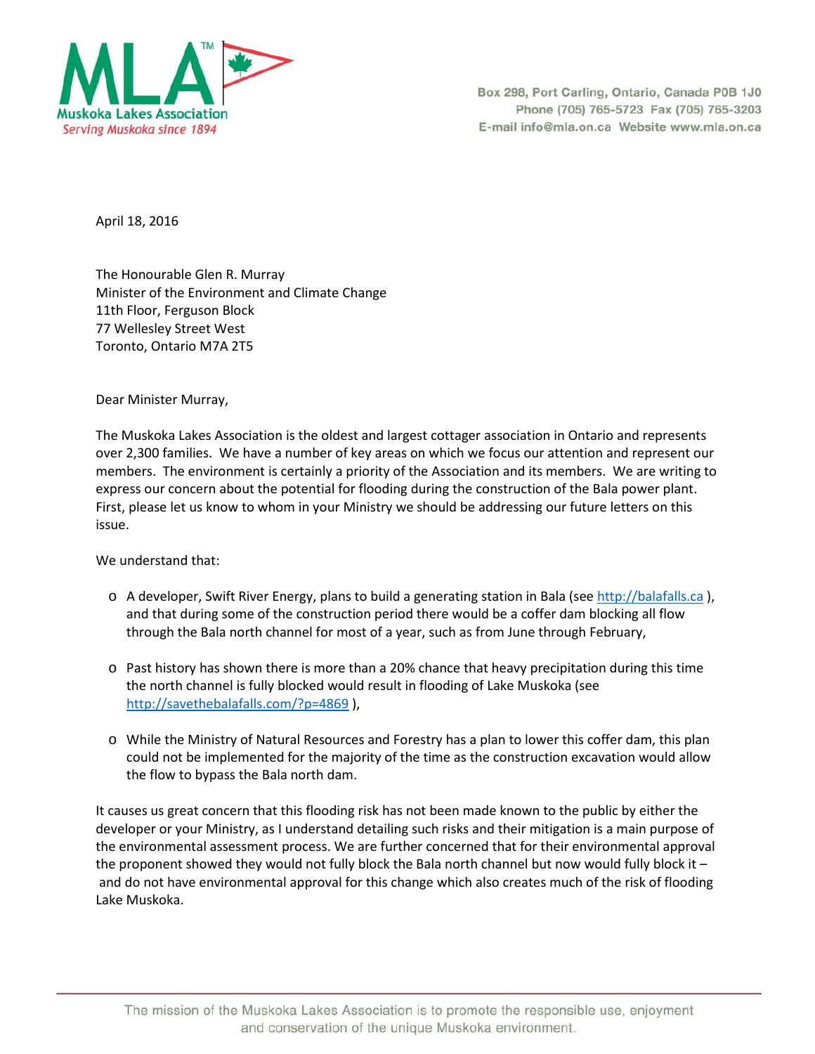Muskoka Lakes Association
Serving Muskoka since 1894

Box 298, Port Carling, Ontario, Canada P0B 1J0
Phone (705) 765-5723 Fax (705) 765-3203
E-mail info@mla.on.ca Website www.mla.on.ca

April 18, 2016

The Honourable Glen R. Murray
Minister of the Environment and Climate Change
11th Floor, Ferguson Block
77 Wellesley Street West
Toronto, Ontario M7A 2T5

Dear Minister Murray,

The Muskoka Lakes Association is the oldest and largest cottager association in Ontario and represents over 2,300 families. We have a number of key areas on which we focus our attention and represent our members. The environment is certainly a priority of the Association and its members. We are writing to express our concern about the potential for flooding during the construction of the Bala power plant. First, please let us know to whom in your Ministry we should be addressing our future letters on this issue.

We understand that:

- A developer, Swift River Energy, plans to build a generating station in Bala (see http://balafalls.ca ), and that during some of the construction period there would be a coffer dam blocking all flow through the Bala north channel for most of a year, such as from June through February,
- Past history has shown there is more than a 20% chance that heavy precipitation during this time the north channel is fully blocked would result in flooding of Lake Muskoka (see http://savethebalafalls.com/?p=4869 ),
- While the Ministry of Natural Resources and Forestry has a plan to lower this coffer dam, this plan could not be implemented for the majority of the time as the construction excavation would allow the flow to bypass the Bala north dam.

It causes us great concern that this flooding risk has not been made known to the public by either the developer or your Ministry, as I understand detailing such risks and their mitigation is a main purpose of the environmental assessment process. We are further concerned that for their environmental approval the proponent showed they would not fully block the Bala north channel but now would fully block it – and do not have environmental approval for this change which also creates much of the risk of flooding Lake Muskoka.

The mission of the Muskoka Lakes Association is to promote the responsible use, enjoyment and conservation of the unique Muskoka environment.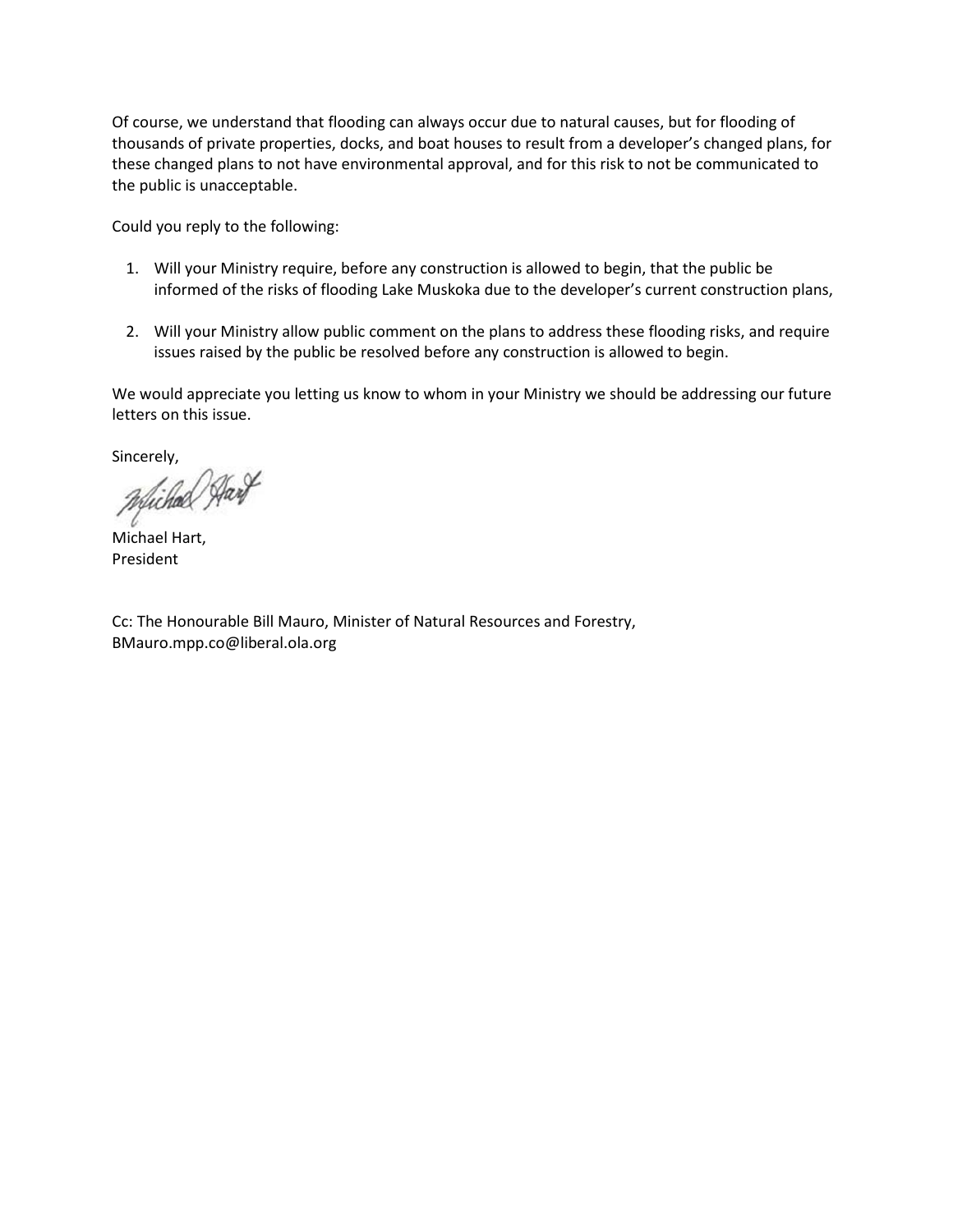Of course, we understand that flooding can always occur due to natural causes, but for flooding of thousands of private properties, docks, and boat houses to result from a developer's changed plans, for these changed plans to not have environmental approval, and for this risk to not be communicated to the public is unacceptable.

Could you reply to the following:

1. Will your Ministry require, before any construction is allowed to begin, that the public be informed of the risks of flooding Lake Muskoka due to the developer's current construction plans,

2. Will your Ministry allow public comment on the plans to address these flooding risks, and require issues raised by the public be resolved before any construction is allowed to begin.

We would appreciate you letting us know to whom in your Ministry we should be addressing our future letters on this issue.

Sincerely,

Michael Hart,
President

Cc: The Honourable Bill Mauro, Minister of Natural Resources and Forestry,
BMauro.mpp.co@liberal.ola.org